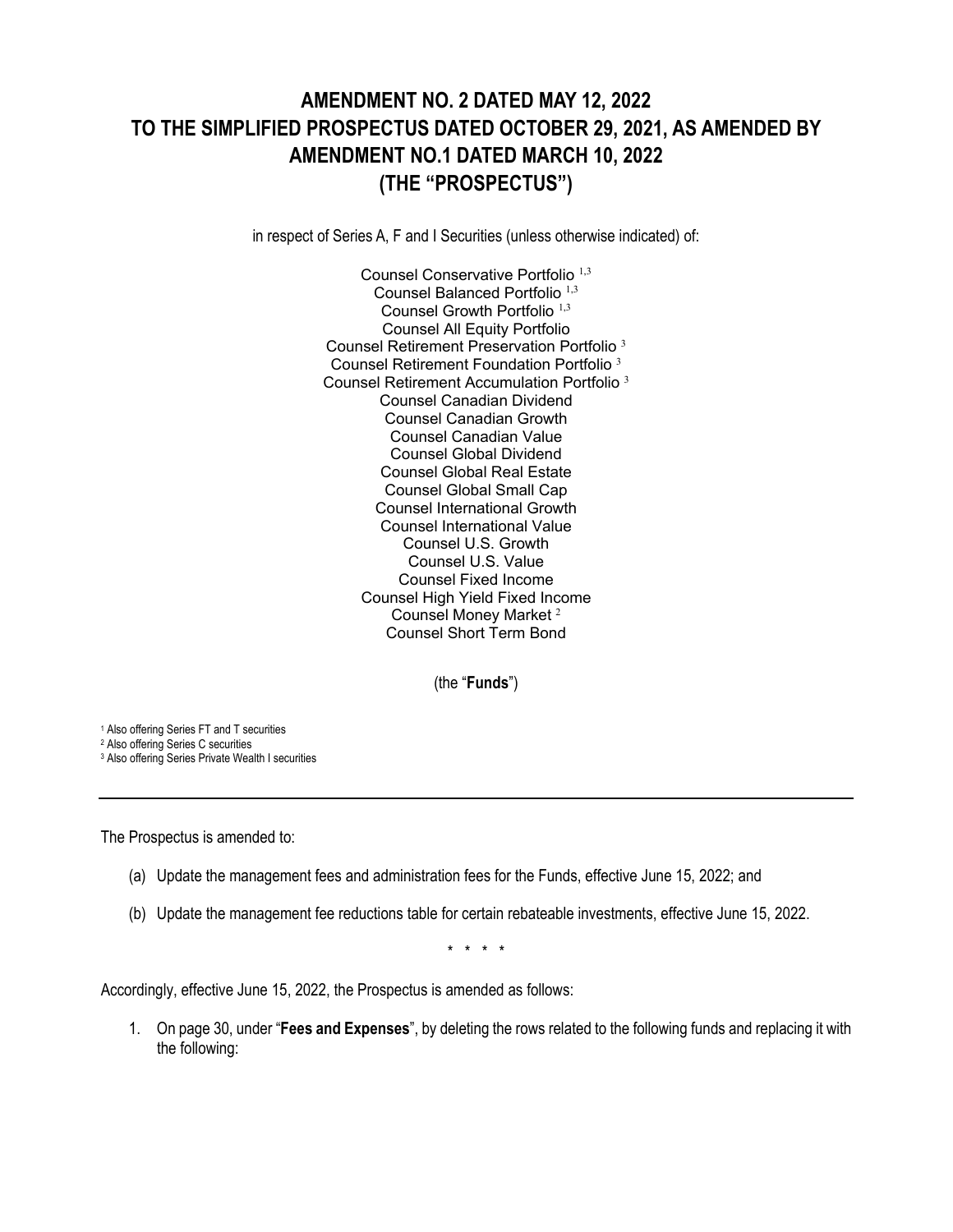# AMENDMENT NO. 2 DATED MAY 12, 2022 TO THE SIMPLIFIED PROSPECTUS DATED OCTOBER 29, 2021, AS AMENDED BY AMENDMENT NO.1 DATED MARCH 10, 2022 (THE "PROSPECTUS")

in respect of Series A, F and I Securities (unless otherwise indicated) of:

Counsel Conservative Portfolio [1,3]
Counsel Balanced Portfolio [1,3]
Counsel Growth Portfolio [1,3]
Counsel All Equity Portfolio
Counsel Retirement Preservation Portfolio [3]
Counsel Retirement Foundation Portfolio [3]
Counsel Retirement Accumulation Portfolio [3]
Counsel Canadian Dividend
Counsel Canadian Growth
Counsel Canadian Value
Counsel Global Dividend
Counsel Global Real Estate
Counsel Global Small Cap
Counsel International Growth
Counsel International Value
Counsel U.S. Growth
Counsel U.S. Value
Counsel Fixed Income
Counsel High Yield Fixed Income
Counsel Money Market [2]
Counsel Short Term Bond

(the "**Funds**")

[1] Also offering Series FT and T securities
[2] Also offering Series C securities
[3] Also offering Series Private Wealth I securities

---

The Prospectus is amended to:

(a) Update the management fees and administration fees for the Funds, effective June 15, 2022; and

(b) Update the management fee reductions table for certain rebateable investments, effective June 15, 2022.

\* \* \* \*

Accordingly, effective June 15, 2022, the Prospectus is amended as follows:

1. On page 30, under "**Fees and Expenses**", by deleting the rows related to the following funds and replacing it with the following: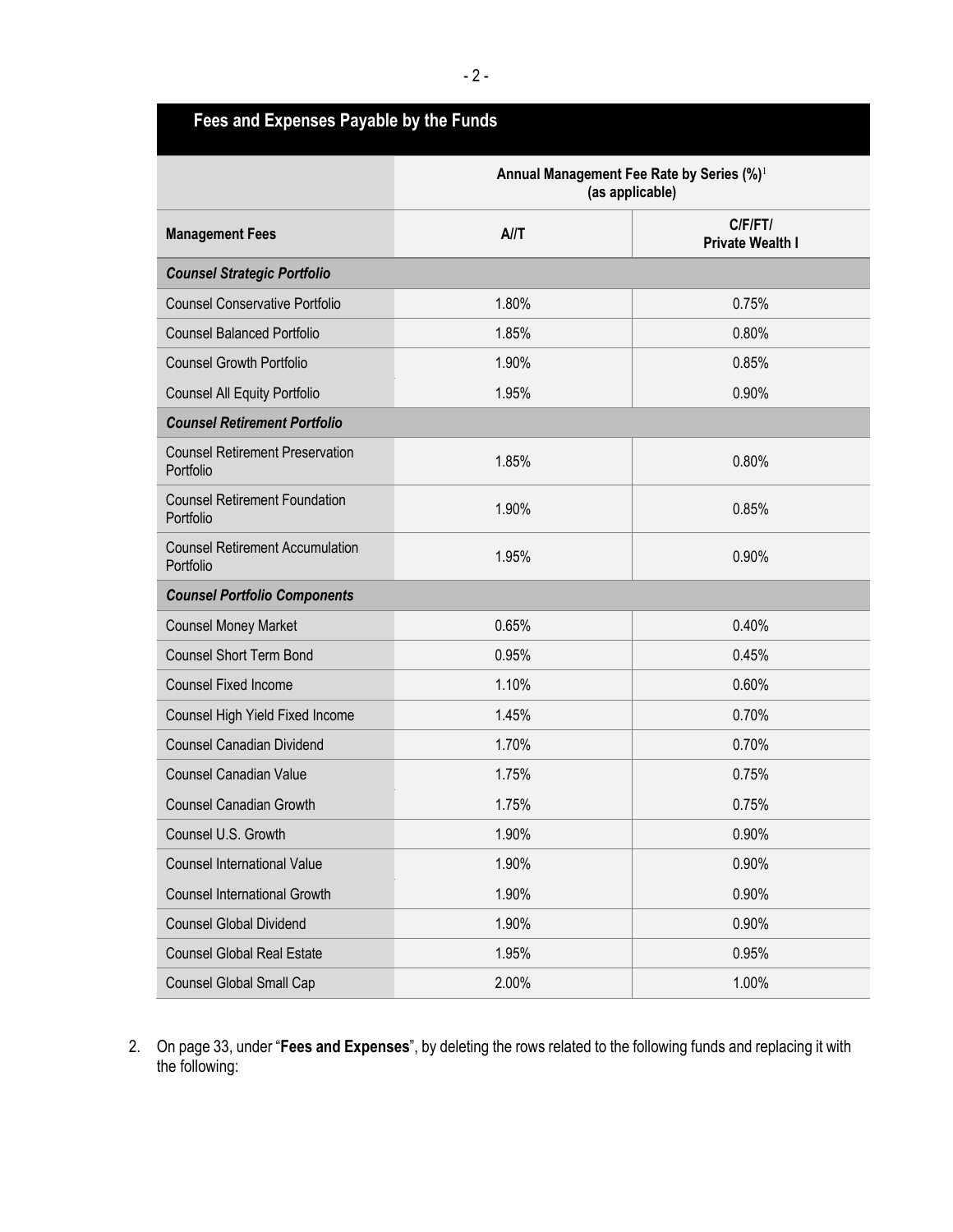## Fees and Expenses Payable by the Funds

| | Annual Management Fee Rate by Series (%)[1] (as applicable) | |
|---|---|---|
| **Management Fees** | **A/T** | **C/F/FT/ Private Wealth I** |
| ***Counsel Strategic Portfolio*** | | |
| Counsel Conservative Portfolio | 1.80% | 0.75% |
| Counsel Balanced Portfolio | 1.85% | 0.80% |
| Counsel Growth Portfolio | 1.90% | 0.85% |
| Counsel All Equity Portfolio | 1.95% | 0.90% |
| ***Counsel Retirement Portfolio*** | | |
| Counsel Retirement Preservation Portfolio | 1.85% | 0.80% |
| Counsel Retirement Foundation Portfolio | 1.90% | 0.85% |
| Counsel Retirement Accumulation Portfolio | 1.95% | 0.90% |
| ***Counsel Portfolio Components*** | | |
| Counsel Money Market | 0.65% | 0.40% |
| Counsel Short Term Bond | 0.95% | 0.45% |
| Counsel Fixed Income | 1.10% | 0.60% |
| Counsel High Yield Fixed Income | 1.45% | 0.70% |
| Counsel Canadian Dividend | 1.70% | 0.70% |
| Counsel Canadian Value | 1.75% | 0.75% |
| Counsel Canadian Growth | 1.75% | 0.75% |
| Counsel U.S. Growth | 1.90% | 0.90% |
| Counsel International Value | 1.90% | 0.90% |
| Counsel International Growth | 1.90% | 0.90% |
| Counsel Global Dividend | 1.90% | 0.90% |
| Counsel Global Real Estate | 1.95% | 0.95% |
| Counsel Global Small Cap | 2.00% | 1.00% |

2. On page 33, under "**Fees and Expenses**", by deleting the rows related to the following funds and replacing it with the following: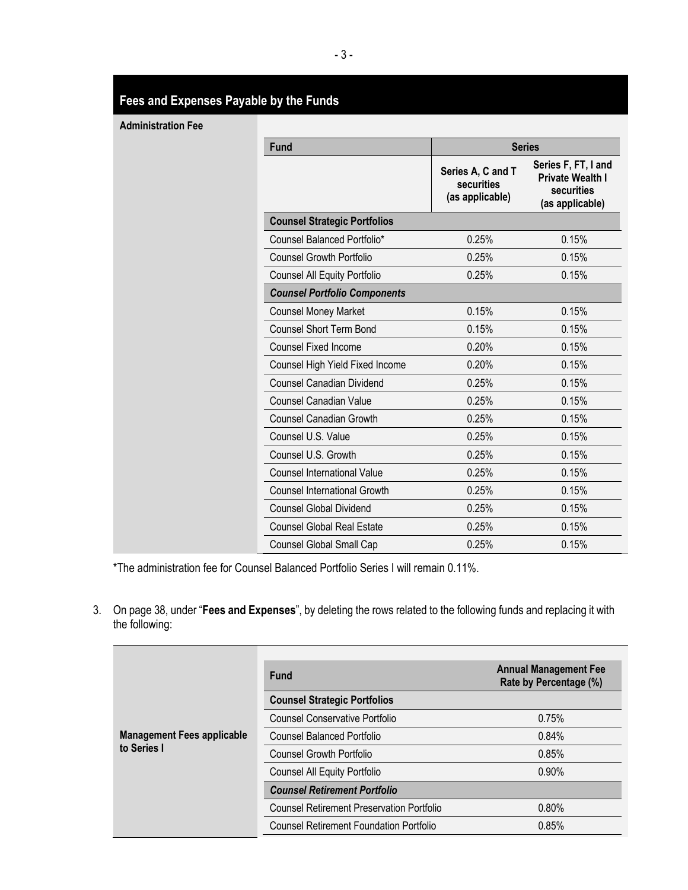## Fees and Expenses Payable by the Funds

**Administration Fee**

| Fund | Series | |
|---|---|---|
| | **Series A, C and T securities (as applicable)** | **Series F, FT, I and Private Wealth I securities (as applicable)** |
| **Counsel Strategic Portfolios** | | |
| Counsel Balanced Portfolio* | 0.25% | 0.15% |
| Counsel Growth Portfolio | 0.25% | 0.15% |
| Counsel All Equity Portfolio | 0.25% | 0.15% |
| ***Counsel Portfolio Components*** | | |
| Counsel Money Market | 0.15% | 0.15% |
| Counsel Short Term Bond | 0.15% | 0.15% |
| Counsel Fixed Income | 0.20% | 0.15% |
| Counsel High Yield Fixed Income | 0.20% | 0.15% |
| Counsel Canadian Dividend | 0.25% | 0.15% |
| Counsel Canadian Value | 0.25% | 0.15% |
| Counsel Canadian Growth | 0.25% | 0.15% |
| Counsel U.S. Value | 0.25% | 0.15% |
| Counsel U.S. Growth | 0.25% | 0.15% |
| Counsel International Value | 0.25% | 0.15% |
| Counsel International Growth | 0.25% | 0.15% |
| Counsel Global Dividend | 0.25% | 0.15% |
| Counsel Global Real Estate | 0.25% | 0.15% |
| Counsel Global Small Cap | 0.25% | 0.15% |

*The administration fee for Counsel Balanced Portfolio Series I will remain 0.11%.

3. On page 38, under "**Fees and Expenses**", by deleting the rows related to the following funds and replacing it with the following:

**Management Fees applicable to Series I**

| Fund | Annual Management Fee Rate by Percentage (%) |
|---|---|
| **Counsel Strategic Portfolios** | |
| Counsel Conservative Portfolio | 0.75% |
| Counsel Balanced Portfolio | 0.84% |
| Counsel Growth Portfolio | 0.85% |
| Counsel All Equity Portfolio | 0.90% |
| ***Counsel Retirement Portfolio*** | |
| Counsel Retirement Preservation Portfolio | 0.80% |
| Counsel Retirement Foundation Portfolio | 0.85% |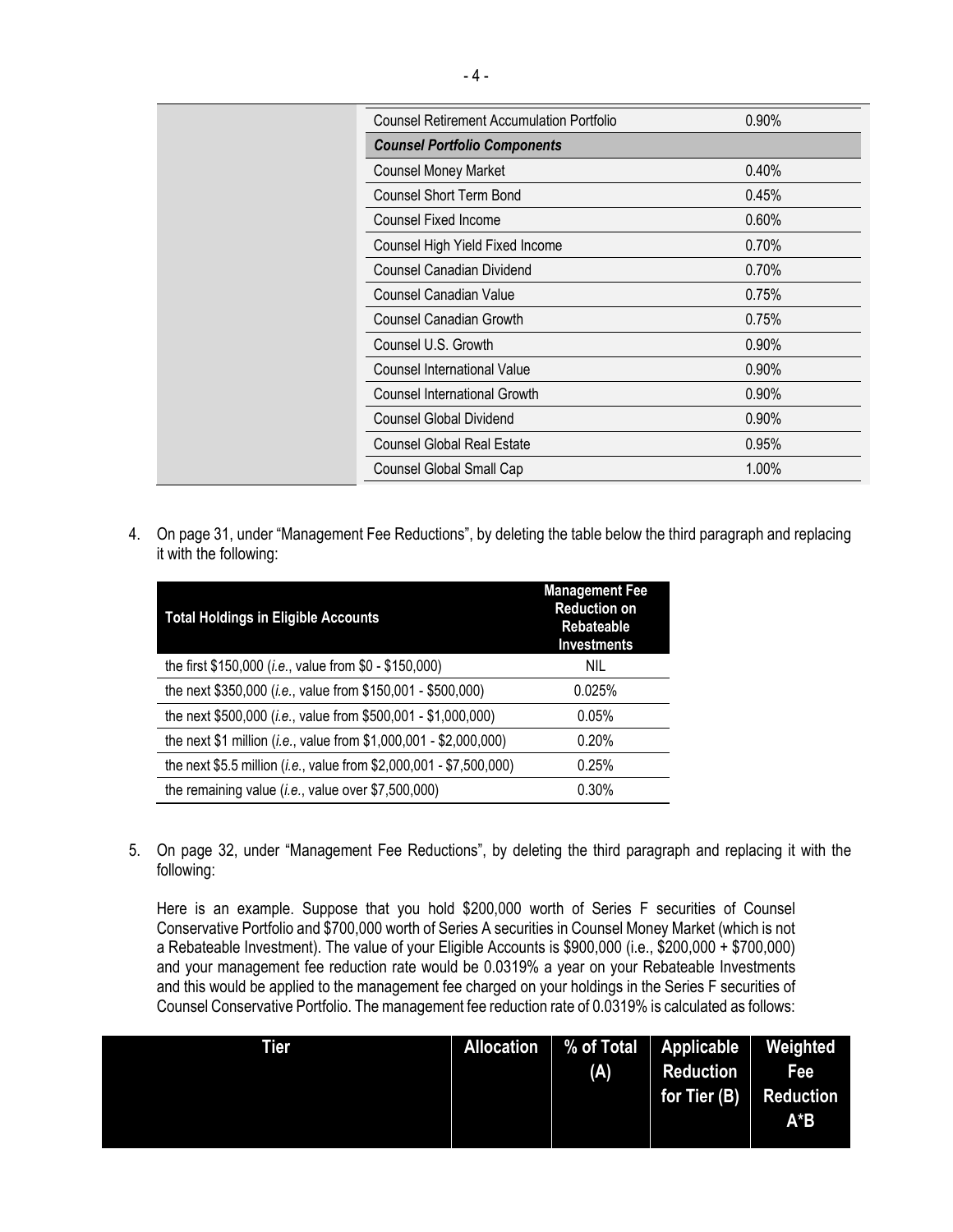| | | |
|---|---|---|
| | Counsel Retirement Accumulation Portfolio | 0.90% |
| | ***Counsel Portfolio Components*** | |
| | Counsel Money Market | 0.40% |
| | Counsel Short Term Bond | 0.45% |
| | Counsel Fixed Income | 0.60% |
| | Counsel High Yield Fixed Income | 0.70% |
| | Counsel Canadian Dividend | 0.70% |
| | Counsel Canadian Value | 0.75% |
| | Counsel Canadian Growth | 0.75% |
| | Counsel U.S. Growth | 0.90% |
| | Counsel International Value | 0.90% |
| | Counsel International Growth | 0.90% |
| | Counsel Global Dividend | 0.90% |
| | Counsel Global Real Estate | 0.95% |
| | Counsel Global Small Cap | 1.00% |

4. On page 31, under "Management Fee Reductions", by deleting the table below the third paragraph and replacing it with the following:

| Total Holdings in Eligible Accounts | Management Fee Reduction on Rebateable Investments |
|---|---|
| the first $150,000 (*i.e.*, value from $0 - $150,000) | NIL |
| the next $350,000 (*i.e.*, value from $150,001 - $500,000) | 0.025% |
| the next $500,000 (*i.e.*, value from $500,001 - $1,000,000) | 0.05% |
| the next $1 million (*i.e.*, value from $1,000,001 - $2,000,000) | 0.20% |
| the next $5.5 million (*i.e.*, value from $2,000,001 - $7,500,000) | 0.25% |
| the remaining value (*i.e.*, value over $7,500,000) | 0.30% |

5. On page 32, under "Management Fee Reductions", by deleting the third paragraph and replacing it with the following:

   Here is an example. Suppose that you hold $200,000 worth of Series F securities of Counsel Conservative Portfolio and $700,000 worth of Series A securities in Counsel Money Market (which is not a Rebateable Investment). The value of your Eligible Accounts is $900,000 (i.e., $200,000 + $700,000) and your management fee reduction rate would be 0.0319% a year on your Rebateable Investments and this would be applied to the management fee charged on your holdings in the Series F securities of Counsel Conservative Portfolio. The management fee reduction rate of 0.0319% is calculated as follows:

| Tier | Allocation | % of Total (A) | Applicable Reduction for Tier (B) | Weighted Fee Reduction A*B |
|---|---|---|---|---|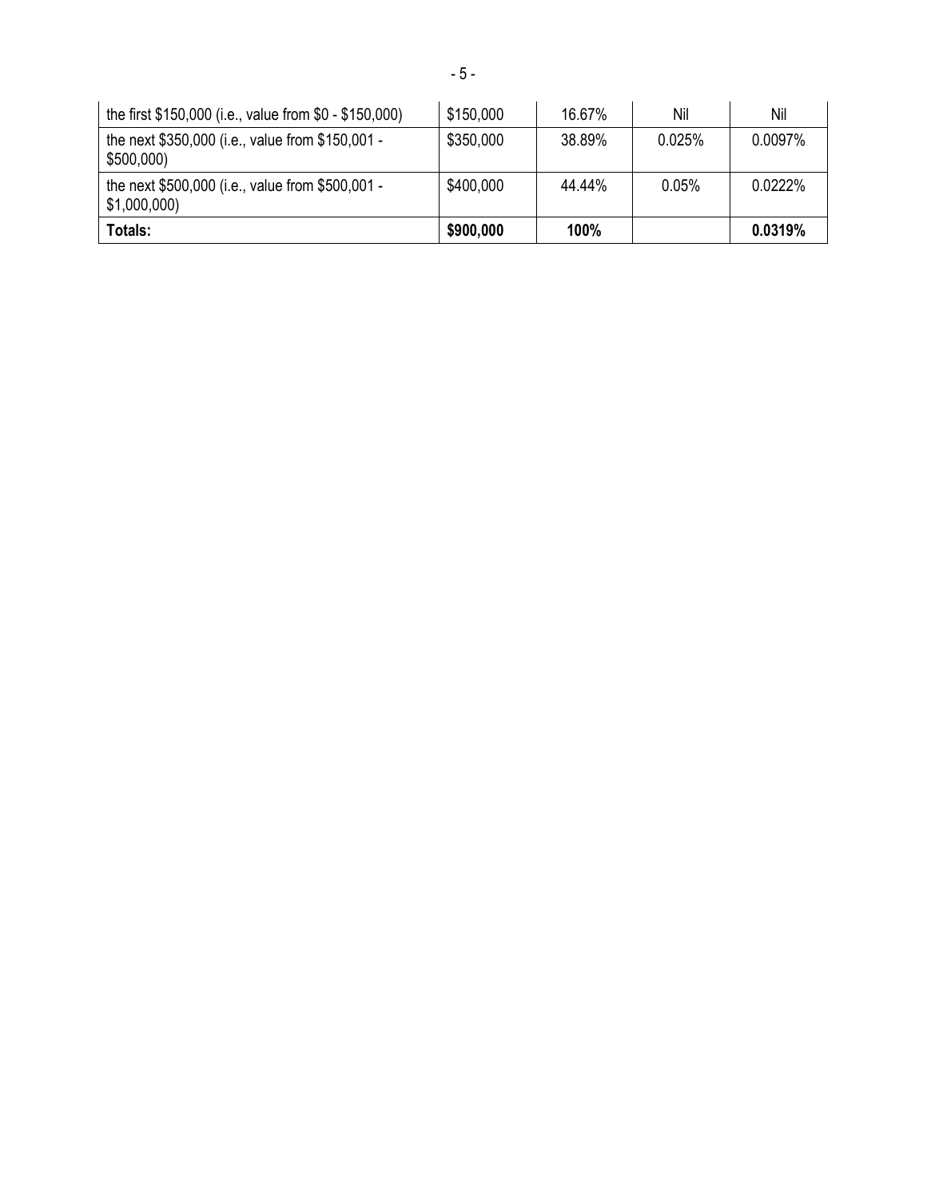| the first $150,000 (i.e., value from $0 - $150,000) | $150,000 | 16.67% | Nil | Nil |
| --- | --- | --- | --- | --- |
| the next $350,000 (i.e., value from $150,001 - $500,000) | $350,000 | 38.89% | 0.025% | 0.0097% |
| the next $500,000 (i.e., value from $500,001 - $1,000,000) | $400,000 | 44.44% | 0.05% | 0.0222% |
| **Totals:** | **$900,000** | **100%** | | **0.0319%** |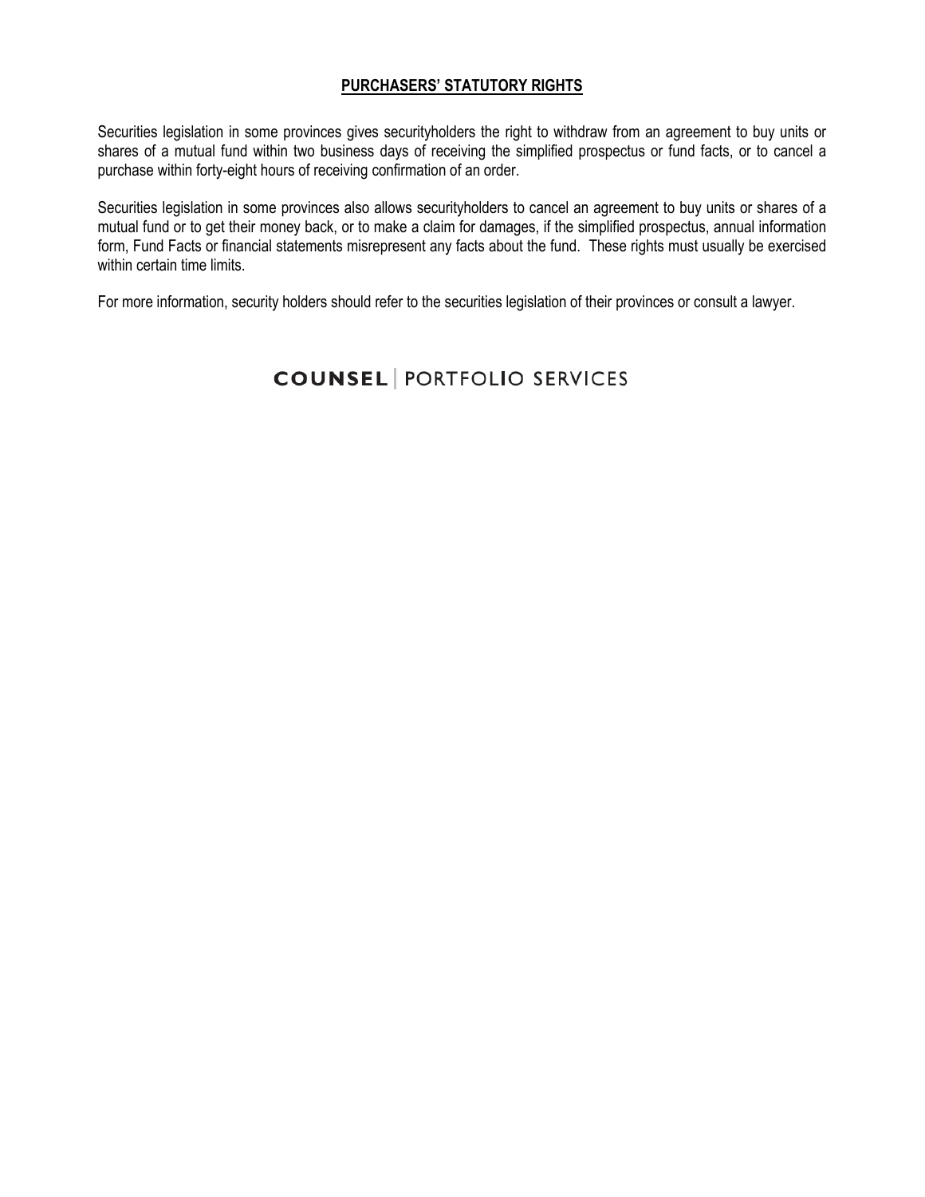## PURCHASERS' STATUTORY RIGHTS

Securities legislation in some provinces gives securityholders the right to withdraw from an agreement to buy units or shares of a mutual fund within two business days of receiving the simplified prospectus or fund facts, or to cancel a purchase within forty-eight hours of receiving confirmation of an order.

Securities legislation in some provinces also allows securityholders to cancel an agreement to buy units or shares of a mutual fund or to get their money back, or to make a claim for damages, if the simplified prospectus, annual information form, Fund Facts or financial statements misrepresent any facts about the fund. These rights must usually be exercised within certain time limits.

For more information, security holders should refer to the securities legislation of their provinces or consult a lawyer.

COUNSEL | PORTFOLIO SERVICES